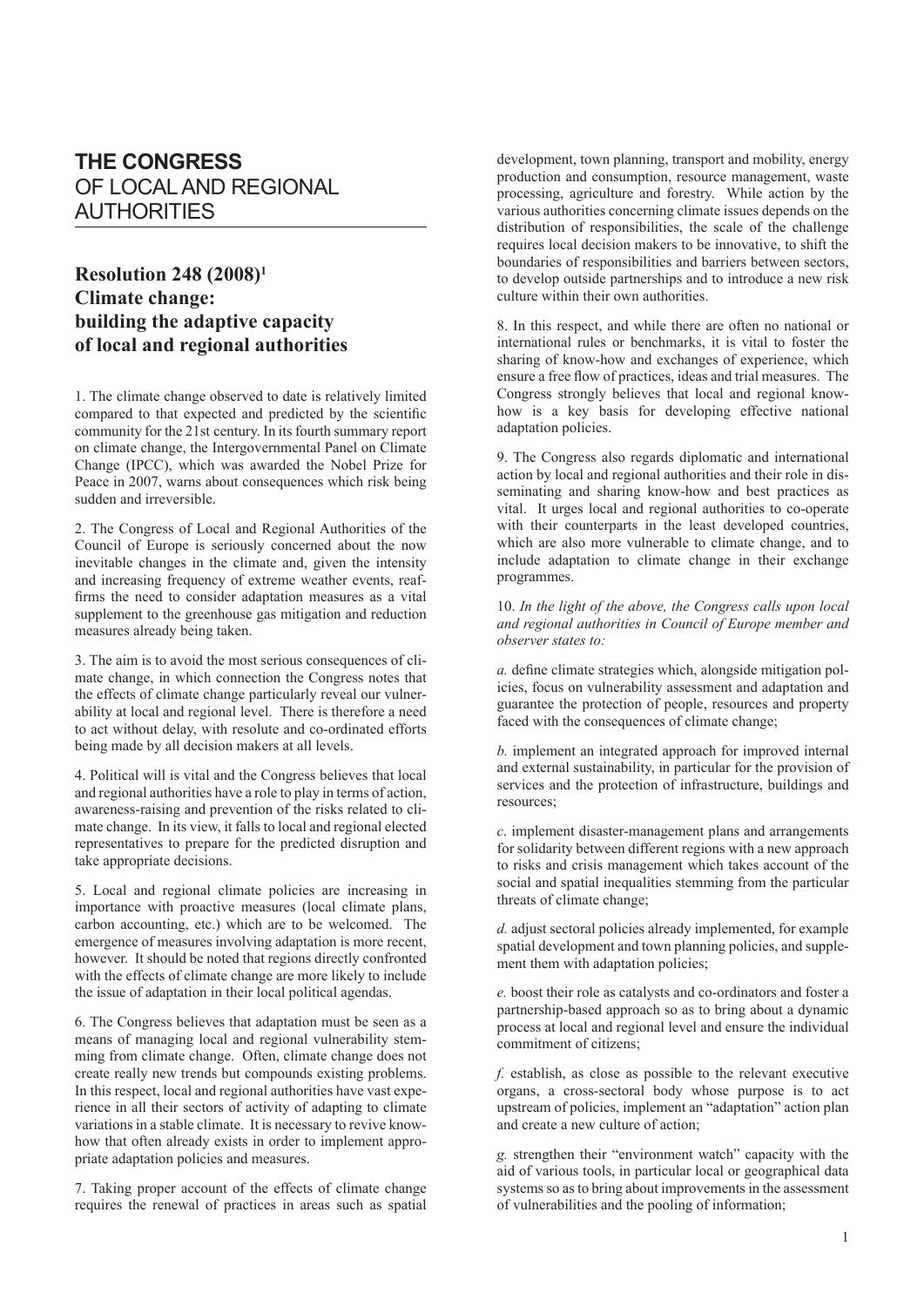# THE CONGRESS OF LOCAL AND REGIONAL AUTHORITIES

## Resolution 248 (2008)[1] Climate change: building the adaptive capacity of local and regional authorities

1. The climate change observed to date is relatively limited compared to that expected and predicted by the scientific community for the 21st century. In its fourth summary report on climate change, the Intergovernmental Panel on Climate Change (IPCC), which was awarded the Nobel Prize for Peace in 2007, warns about consequences which risk being sudden and irreversible.

2. The Congress of Local and Regional Authorities of the Council of Europe is seriously concerned about the now inevitable changes in the climate and, given the intensity and increasing frequency of extreme weather events, reaffirms the need to consider adaptation measures as a vital supplement to the greenhouse gas mitigation and reduction measures already being taken.

3. The aim is to avoid the most serious consequences of climate change, in which connection the Congress notes that the effects of climate change particularly reveal our vulnerability at local and regional level. There is therefore a need to act without delay, with resolute and co-ordinated efforts being made by all decision makers at all levels.

4. Political will is vital and the Congress believes that local and regional authorities have a role to play in terms of action, awareness-raising and prevention of the risks related to climate change. In its view, it falls to local and regional elected representatives to prepare for the predicted disruption and take appropriate decisions.

5. Local and regional climate policies are increasing in importance with proactive measures (local climate plans, carbon accounting, etc.) which are to be welcomed. The emergence of measures involving adaptation is more recent, however. It should be noted that regions directly confronted with the effects of climate change are more likely to include the issue of adaptation in their local political agendas.

6. The Congress believes that adaptation must be seen as a means of managing local and regional vulnerability stemming from climate change. Often, climate change does not create really new trends but compounds existing problems. In this respect, local and regional authorities have vast experience in all their sectors of activity of adapting to climate variations in a stable climate. It is necessary to revive know-how that often already exists in order to implement appropriate adaptation policies and measures.

7. Taking proper account of the effects of climate change requires the renewal of practices in areas such as spatial development, town planning, transport and mobility, energy production and consumption, resource management, waste processing, agriculture and forestry. While action by the various authorities concerning climate issues depends on the distribution of responsibilities, the scale of the challenge requires local decision makers to be innovative, to shift the boundaries of responsibilities and barriers between sectors, to develop outside partnerships and to introduce a new risk culture within their own authorities.

8. In this respect, and while there are often no national or international rules or benchmarks, it is vital to foster the sharing of know-how and exchanges of experience, which ensure a free flow of practices, ideas and trial measures. The Congress strongly believes that local and regional know-how is a key basis for developing effective national adaptation policies.

9. The Congress also regards diplomatic and international action by local and regional authorities and their role in disseminating and sharing know-how and best practices as vital. It urges local and regional authorities to co-operate with their counterparts in the least developed countries, which are also more vulnerable to climate change, and to include adaptation to climate change in their exchange programmes.

10. *In the light of the above, the Congress calls upon local and regional authorities in Council of Europe member and observer states to:*

*a.* define climate strategies which, alongside mitigation policies, focus on vulnerability assessment and adaptation and guarantee the protection of people, resources and property faced with the consequences of climate change;

*b.* implement an integrated approach for improved internal and external sustainability, in particular for the provision of services and the protection of infrastructure, buildings and resources;

*c*. implement disaster-management plans and arrangements for solidarity between different regions with a new approach to risks and crisis management which takes account of the social and spatial inequalities stemming from the particular threats of climate change;

*d.* adjust sectoral policies already implemented, for example spatial development and town planning policies, and supplement them with adaptation policies;

*e.* boost their role as catalysts and co-ordinators and foster a partnership-based approach so as to bring about a dynamic process at local and regional level and ensure the individual commitment of citizens;

*f.* establish, as close as possible to the relevant executive organs, a cross-sectoral body whose purpose is to act upstream of policies, implement an "adaptation" action plan and create a new culture of action;

*g.* strengthen their "environment watch" capacity with the aid of various tools, in particular local or geographical data systems so as to bring about improvements in the assessment of vulnerabilities and the pooling of information;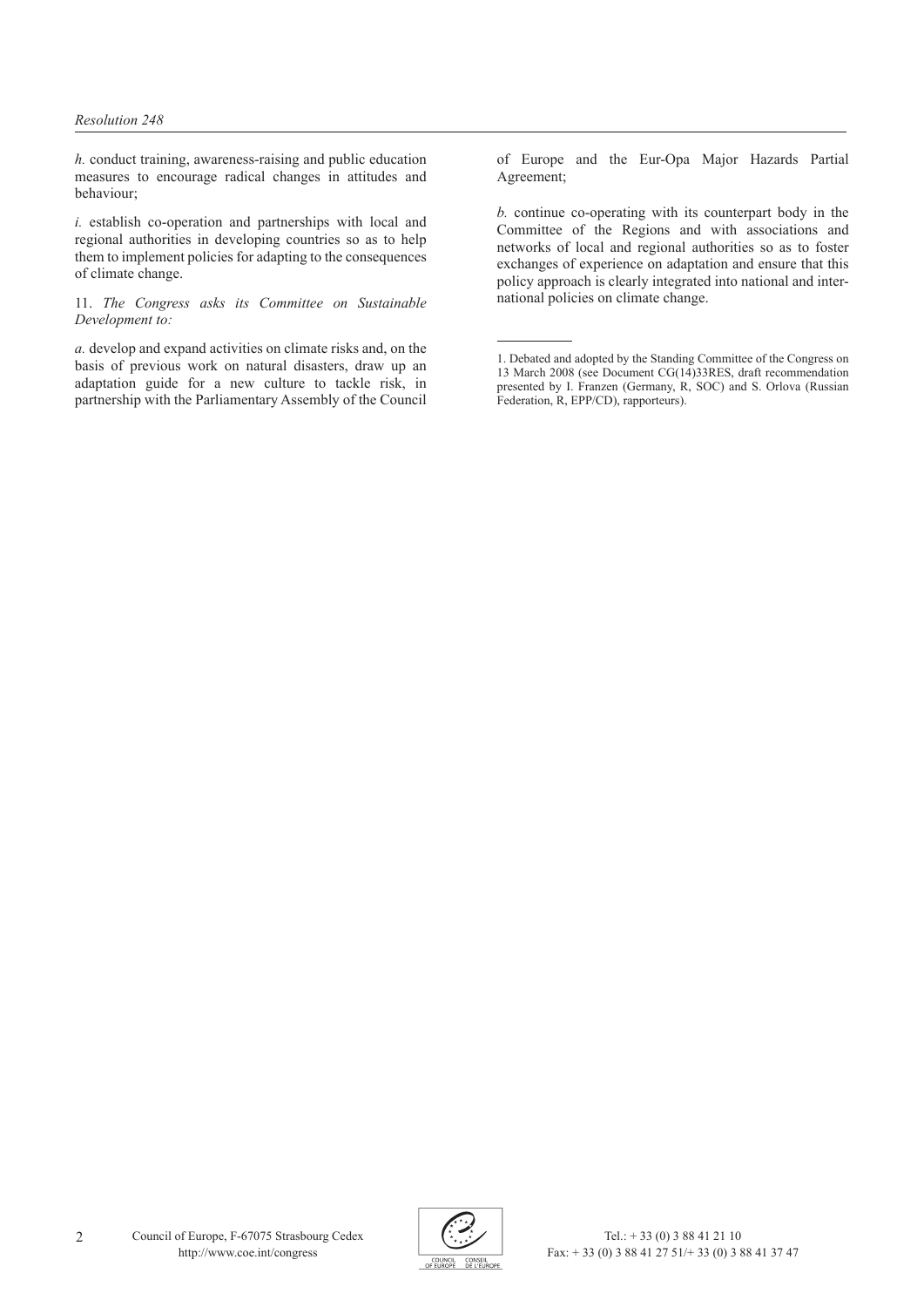*h.* conduct training, awareness-raising and public education measures to encourage radical changes in attitudes and behaviour;

*i.* establish co-operation and partnerships with local and regional authorities in developing countries so as to help them to implement policies for adapting to the consequences of climate change.

11. *The Congress asks its Committee on Sustainable Development to:*

*a.* develop and expand activities on climate risks and, on the basis of previous work on natural disasters, draw up an adaptation guide for a new culture to tackle risk, in partnership with the Parliamentary Assembly of the Council of Europe and the Eur-Opa Major Hazards Partial Agreement;

*b.* continue co-operating with its counterpart body in the Committee of the Regions and with associations and networks of local and regional authorities so as to foster exchanges of experience on adaptation and ensure that this policy approach is clearly integrated into national and international policies on climate change.

---

1. Debated and adopted by the Standing Committee of the Congress on 13 March 2008 (see Document CG(14)33RES, draft recommendation presented by I. Franzen (Germany, R, SOC) and S. Orlova (Russian Federation, R, EPP/CD), rapporteurs).

Council of Europe, F-67075 Strasbourg Cedex
http://www.coe.int/congress

Tel.: + 33 (0) 3 88 41 21 10
Fax: + 33 (0) 3 88 41 27 51/+ 33 (0) 3 88 41 37 47